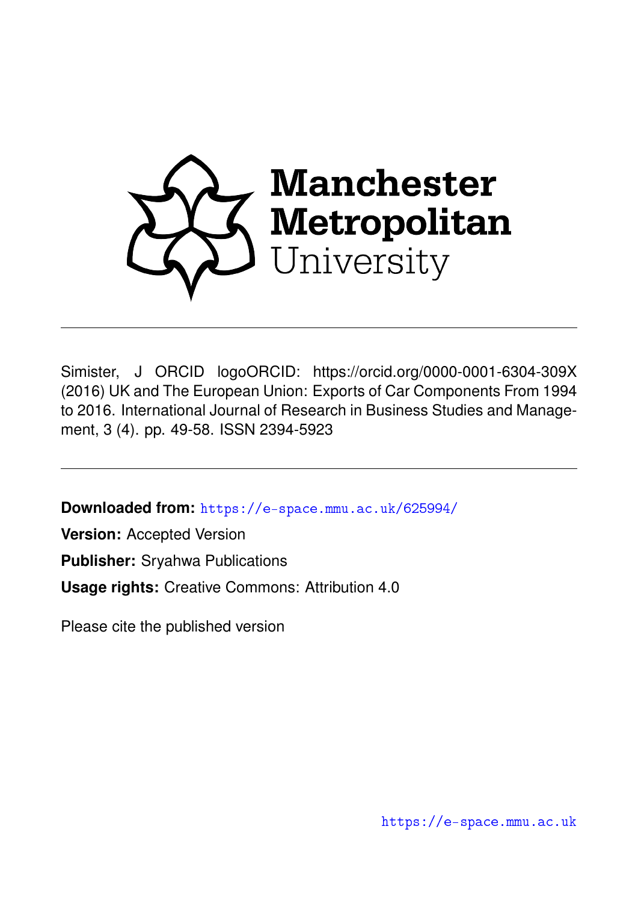Manchester Metropolitan University

Simister, J ORCID logoORCID: https://orcid.org/0000-0001-6304-309X (2016) UK and The European Union: Exports of Car Components From 1994 to 2016. International Journal of Research in Business Studies and Management, 3 (4). pp. 49-58. ISSN 2394-5923

**Downloaded from:** https://e-space.mmu.ac.uk/625994/

**Version:** Accepted Version

**Publisher:** Sryahwa Publications

**Usage rights:** Creative Commons: Attribution 4.0

Please cite the published version

https://e-space.mmu.ac.uk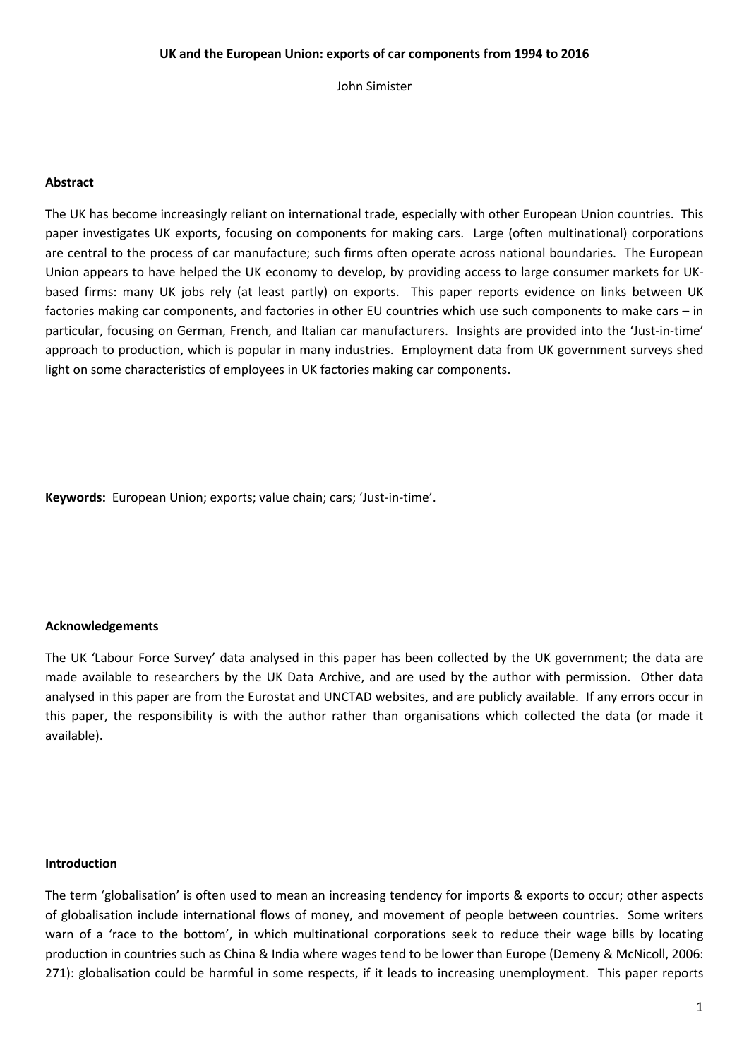**UK and the European Union: exports of car components from 1994 to 2016**

John Simister

## Abstract

The UK has become increasingly reliant on international trade, especially with other European Union countries. This paper investigates UK exports, focusing on components for making cars. Large (often multinational) corporations are central to the process of car manufacture; such firms often operate across national boundaries. The European Union appears to have helped the UK economy to develop, by providing access to large consumer markets for UK-based firms: many UK jobs rely (at least partly) on exports. This paper reports evidence on links between UK factories making car components, and factories in other EU countries which use such components to make cars – in particular, focusing on German, French, and Italian car manufacturers. Insights are provided into the 'Just-in-time' approach to production, which is popular in many industries. Employment data from UK government surveys shed light on some characteristics of employees in UK factories making car components.

**Keywords:** European Union; exports; value chain; cars; 'Just-in-time'.

## Acknowledgements

The UK 'Labour Force Survey' data analysed in this paper has been collected by the UK government; the data are made available to researchers by the UK Data Archive, and are used by the author with permission. Other data analysed in this paper are from the Eurostat and UNCTAD websites, and are publicly available. If any errors occur in this paper, the responsibility is with the author rather than organisations which collected the data (or made it available).

## Introduction

The term 'globalisation' is often used to mean an increasing tendency for imports & exports to occur; other aspects of globalisation include international flows of money, and movement of people between countries. Some writers warn of a 'race to the bottom', in which multinational corporations seek to reduce their wage bills by locating production in countries such as China & India where wages tend to be lower than Europe (Demeny & McNicoll, 2006: 271): globalisation could be harmful in some respects, if it leads to increasing unemployment. This paper reports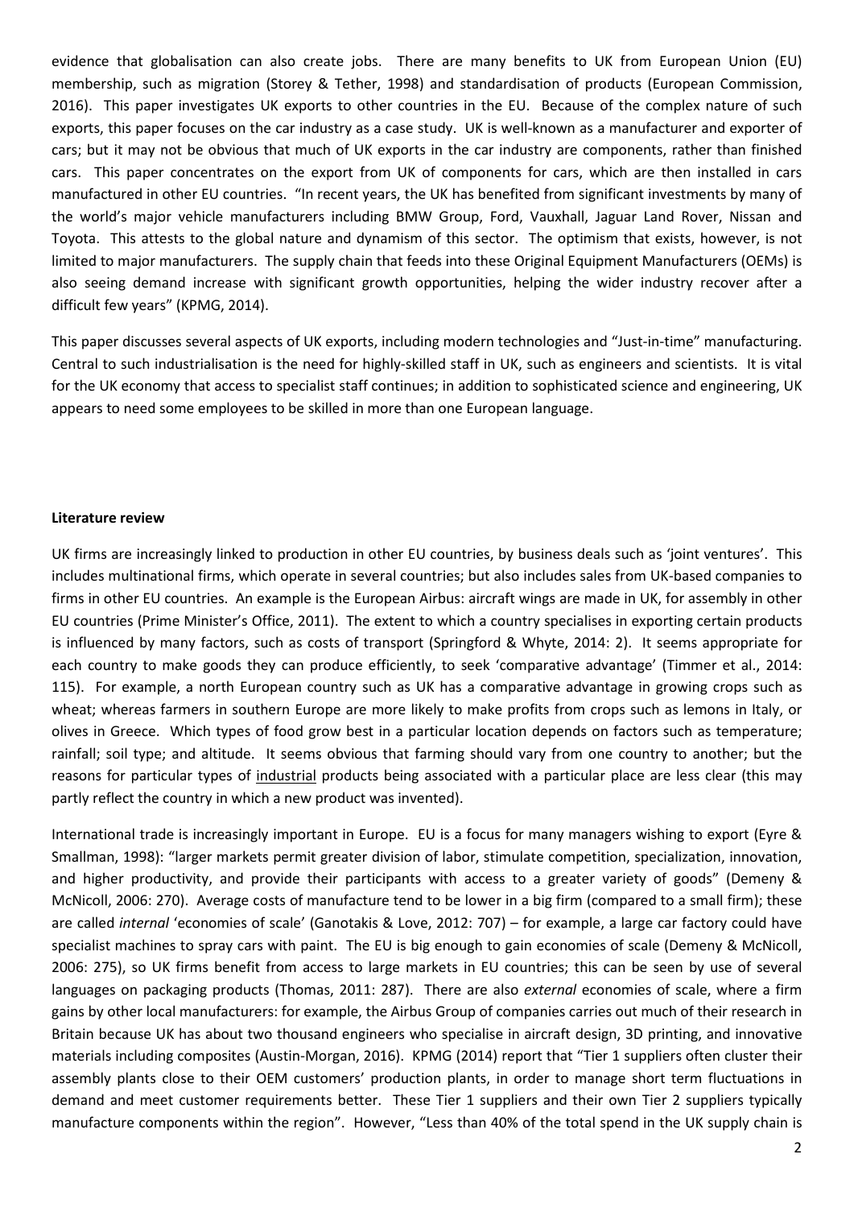evidence that globalisation can also create jobs. There are many benefits to UK from European Union (EU) membership, such as migration (Storey & Tether, 1998) and standardisation of products (European Commission, 2016). This paper investigates UK exports to other countries in the EU. Because of the complex nature of such exports, this paper focuses on the car industry as a case study. UK is well-known as a manufacturer and exporter of cars; but it may not be obvious that much of UK exports in the car industry are components, rather than finished cars. This paper concentrates on the export from UK of components for cars, which are then installed in cars manufactured in other EU countries. "In recent years, the UK has benefited from significant investments by many of the world's major vehicle manufacturers including BMW Group, Ford, Vauxhall, Jaguar Land Rover, Nissan and Toyota. This attests to the global nature and dynamism of this sector. The optimism that exists, however, is not limited to major manufacturers. The supply chain that feeds into these Original Equipment Manufacturers (OEMs) is also seeing demand increase with significant growth opportunities, helping the wider industry recover after a difficult few years" (KPMG, 2014).

This paper discusses several aspects of UK exports, including modern technologies and "Just-in-time" manufacturing. Central to such industrialisation is the need for highly-skilled staff in UK, such as engineers and scientists. It is vital for the UK economy that access to specialist staff continues; in addition to sophisticated science and engineering, UK appears to need some employees to be skilled in more than one European language.

**Literature review**

UK firms are increasingly linked to production in other EU countries, by business deals such as 'joint ventures'. This includes multinational firms, which operate in several countries; but also includes sales from UK-based companies to firms in other EU countries. An example is the European Airbus: aircraft wings are made in UK, for assembly in other EU countries (Prime Minister's Office, 2011). The extent to which a country specialises in exporting certain products is influenced by many factors, such as costs of transport (Springford & Whyte, 2014: 2). It seems appropriate for each country to make goods they can produce efficiently, to seek 'comparative advantage' (Timmer et al., 2014: 115). For example, a north European country such as UK has a comparative advantage in growing crops such as wheat; whereas farmers in southern Europe are more likely to make profits from crops such as lemons in Italy, or olives in Greece. Which types of food grow best in a particular location depends on factors such as temperature; rainfall; soil type; and altitude. It seems obvious that farming should vary from one country to another; but the reasons for particular types of <u>industrial</u> products being associated with a particular place are less clear (this may partly reflect the country in which a new product was invented).

International trade is increasingly important in Europe. EU is a focus for many managers wishing to export (Eyre & Smallman, 1998): "larger markets permit greater division of labor, stimulate competition, specialization, innovation, and higher productivity, and provide their participants with access to a greater variety of goods" (Demeny & McNicoll, 2006: 270). Average costs of manufacture tend to be lower in a big firm (compared to a small firm); these are called *internal* 'economies of scale' (Ganotakis & Love, 2012: 707) – for example, a large car factory could have specialist machines to spray cars with paint. The EU is big enough to gain economies of scale (Demeny & McNicoll, 2006: 275), so UK firms benefit from access to large markets in EU countries; this can be seen by use of several languages on packaging products (Thomas, 2011: 287). There are also *external* economies of scale, where a firm gains by other local manufacturers: for example, the Airbus Group of companies carries out much of their research in Britain because UK has about two thousand engineers who specialise in aircraft design, 3D printing, and innovative materials including composites (Austin-Morgan, 2016). KPMG (2014) report that "Tier 1 suppliers often cluster their assembly plants close to their OEM customers' production plants, in order to manage short term fluctuations in demand and meet customer requirements better. These Tier 1 suppliers and their own Tier 2 suppliers typically manufacture components within the region". However, "Less than 40% of the total spend in the UK supply chain is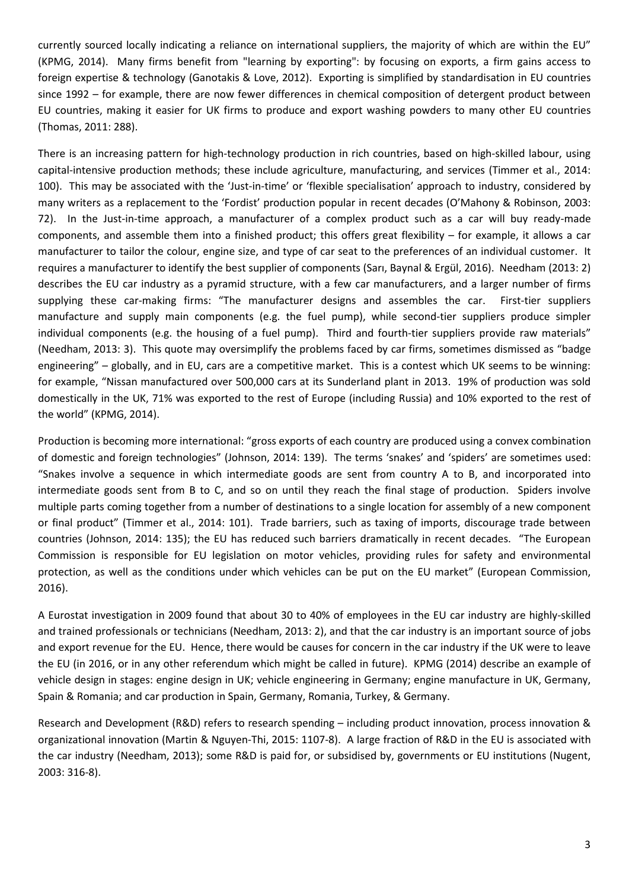currently sourced locally indicating a reliance on international suppliers, the majority of which are within the EU" (KPMG, 2014). Many firms benefit from "learning by exporting": by focusing on exports, a firm gains access to foreign expertise & technology (Ganotakis & Love, 2012). Exporting is simplified by standardisation in EU countries since 1992 – for example, there are now fewer differences in chemical composition of detergent product between EU countries, making it easier for UK firms to produce and export washing powders to many other EU countries (Thomas, 2011: 288).

There is an increasing pattern for high-technology production in rich countries, based on high-skilled labour, using capital-intensive production methods; these include agriculture, manufacturing, and services (Timmer et al., 2014: 100). This may be associated with the 'Just-in-time' or 'flexible specialisation' approach to industry, considered by many writers as a replacement to the 'Fordist' production popular in recent decades (O'Mahony & Robinson, 2003: 72). In the Just-in-time approach, a manufacturer of a complex product such as a car will buy ready-made components, and assemble them into a finished product; this offers great flexibility – for example, it allows a car manufacturer to tailor the colour, engine size, and type of car seat to the preferences of an individual customer. It requires a manufacturer to identify the best supplier of components (Sarı, Baynal & Ergül, 2016). Needham (2013: 2) describes the EU car industry as a pyramid structure, with a few car manufacturers, and a larger number of firms supplying these car-making firms: "The manufacturer designs and assembles the car. First-tier suppliers manufacture and supply main components (e.g. the fuel pump), while second-tier suppliers produce simpler individual components (e.g. the housing of a fuel pump). Third and fourth-tier suppliers provide raw materials" (Needham, 2013: 3). This quote may oversimplify the problems faced by car firms, sometimes dismissed as "badge engineering" – globally, and in EU, cars are a competitive market. This is a contest which UK seems to be winning: for example, "Nissan manufactured over 500,000 cars at its Sunderland plant in 2013. 19% of production was sold domestically in the UK, 71% was exported to the rest of Europe (including Russia) and 10% exported to the rest of the world" (KPMG, 2014).

Production is becoming more international: "gross exports of each country are produced using a convex combination of domestic and foreign technologies" (Johnson, 2014: 139). The terms 'snakes' and 'spiders' are sometimes used: "Snakes involve a sequence in which intermediate goods are sent from country A to B, and incorporated into intermediate goods sent from B to C, and so on until they reach the final stage of production. Spiders involve multiple parts coming together from a number of destinations to a single location for assembly of a new component or final product" (Timmer et al., 2014: 101). Trade barriers, such as taxing of imports, discourage trade between countries (Johnson, 2014: 135); the EU has reduced such barriers dramatically in recent decades. "The European Commission is responsible for EU legislation on motor vehicles, providing rules for safety and environmental protection, as well as the conditions under which vehicles can be put on the EU market" (European Commission, 2016).

A Eurostat investigation in 2009 found that about 30 to 40% of employees in the EU car industry are highly-skilled and trained professionals or technicians (Needham, 2013: 2), and that the car industry is an important source of jobs and export revenue for the EU. Hence, there would be causes for concern in the car industry if the UK were to leave the EU (in 2016, or in any other referendum which might be called in future). KPMG (2014) describe an example of vehicle design in stages: engine design in UK; vehicle engineering in Germany; engine manufacture in UK, Germany, Spain & Romania; and car production in Spain, Germany, Romania, Turkey, & Germany.

Research and Development (R&D) refers to research spending – including product innovation, process innovation & organizational innovation (Martin & Nguyen-Thi, 2015: 1107-8). A large fraction of R&D in the EU is associated with the car industry (Needham, 2013); some R&D is paid for, or subsidised by, governments or EU institutions (Nugent, 2003: 316-8).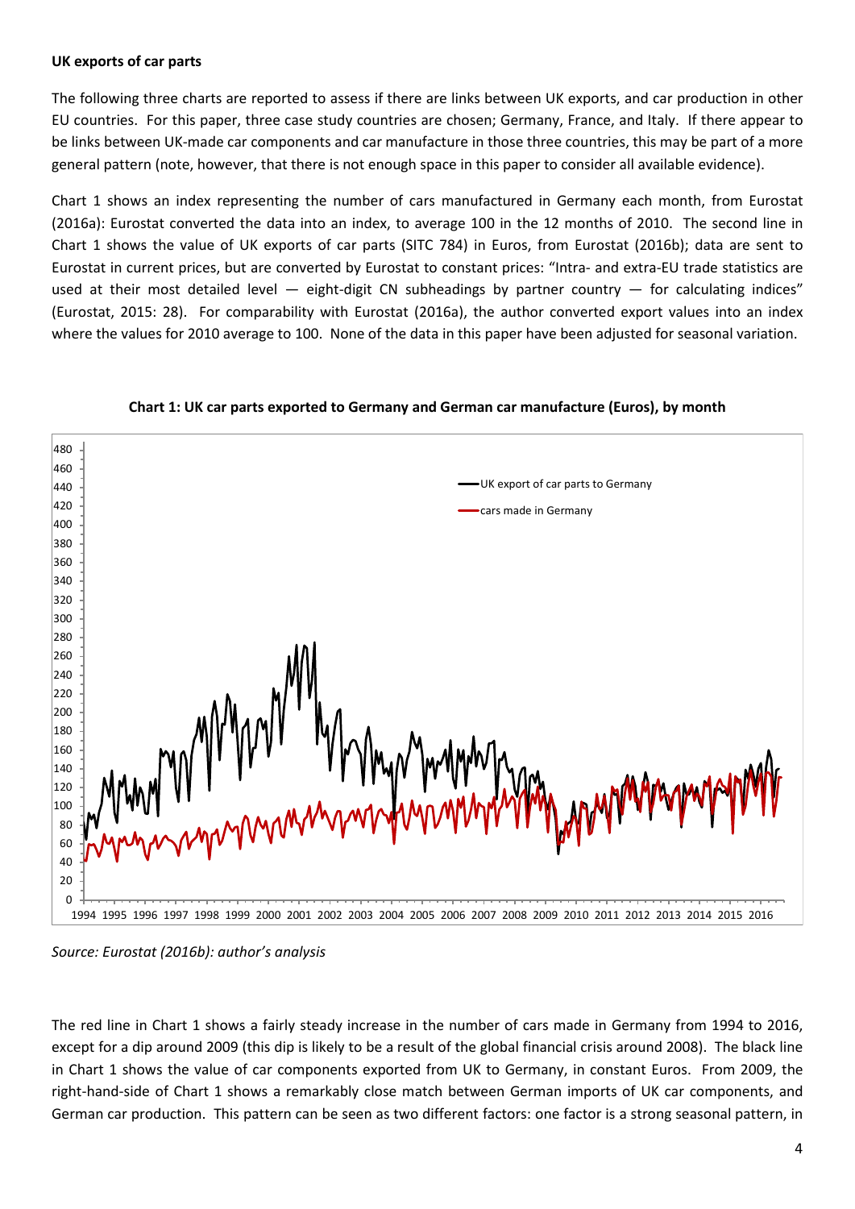**UK exports of car parts**

The following three charts are reported to assess if there are links between UK exports, and car production in other EU countries. For this paper, three case study countries are chosen; Germany, France, and Italy. If there appear to be links between UK-made car components and car manufacture in those three countries, this may be part of a more general pattern (note, however, that there is not enough space in this paper to consider all available evidence).

Chart 1 shows an index representing the number of cars manufactured in Germany each month, from Eurostat (2016a): Eurostat converted the data into an index, to average 100 in the 12 months of 2010. The second line in Chart 1 shows the value of UK exports of car parts (SITC 784) in Euros, from Eurostat (2016b); data are sent to Eurostat in current prices, but are converted by Eurostat to constant prices: "Intra- and extra-EU trade statistics are used at their most detailed level — eight-digit CN subheadings by partner country — for calculating indices" (Eurostat, 2015: 28). For comparability with Eurostat (2016a), the author converted export values into an index where the values for 2010 average to 100. None of the data in this paper have been adjusted for seasonal variation.

**Chart 1: UK car parts exported to Germany and German car manufacture (Euros), by month**

*Source: Eurostat (2016b): author's analysis*

The red line in Chart 1 shows a fairly steady increase in the number of cars made in Germany from 1994 to 2016, except for a dip around 2009 (this dip is likely to be a result of the global financial crisis around 2008). The black line in Chart 1 shows the value of car components exported from UK to Germany, in constant Euros. From 2009, the right-hand-side of Chart 1 shows a remarkably close match between German imports of UK car components, and German car production. This pattern can be seen as two different factors: one factor is a strong seasonal pattern, in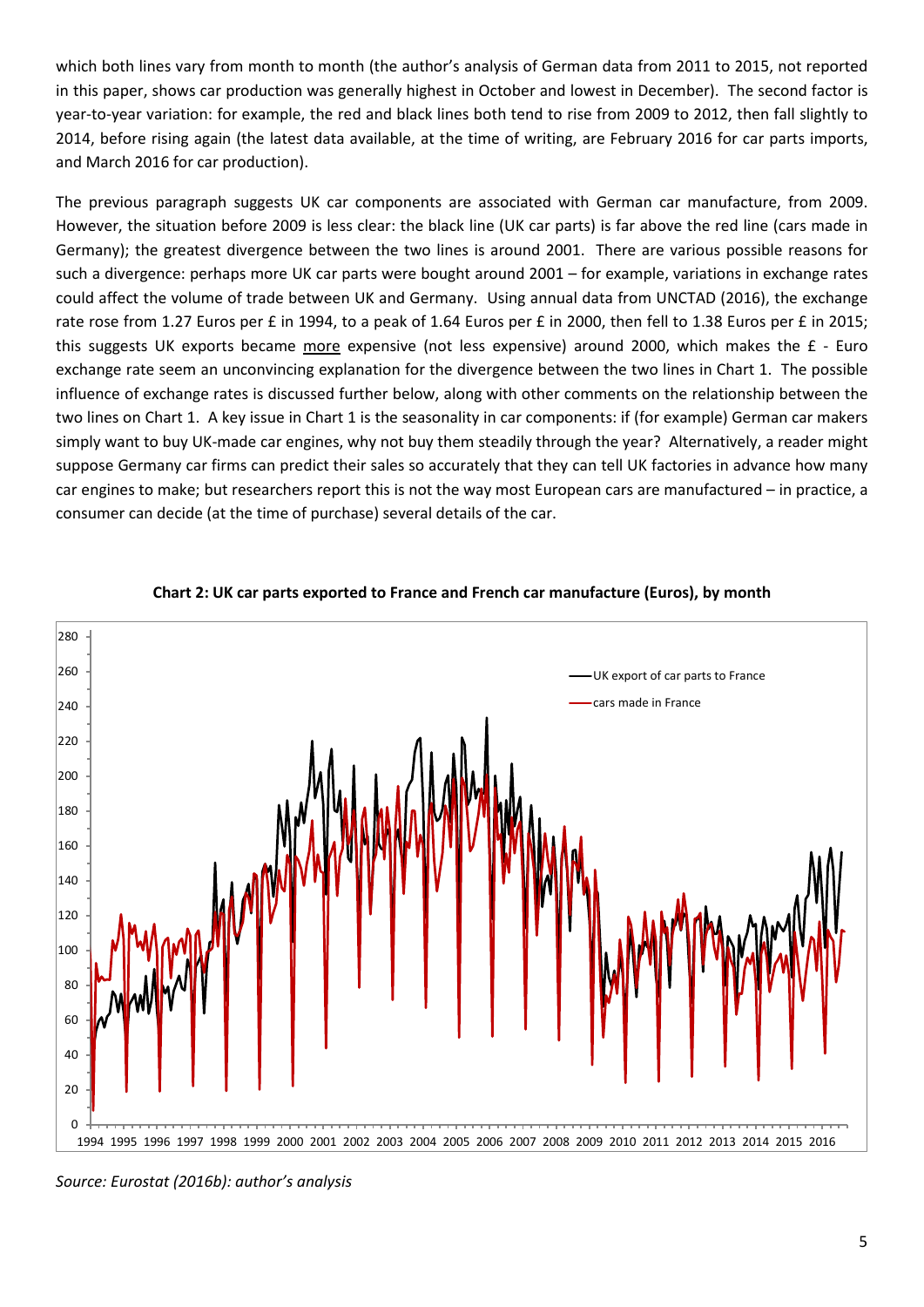which both lines vary from month to month (the author's analysis of German data from 2011 to 2015, not reported in this paper, shows car production was generally highest in October and lowest in December). The second factor is year-to-year variation: for example, the red and black lines both tend to rise from 2009 to 2012, then fall slightly to 2014, before rising again (the latest data available, at the time of writing, are February 2016 for car parts imports, and March 2016 for car production).

The previous paragraph suggests UK car components are associated with German car manufacture, from 2009. However, the situation before 2009 is less clear: the black line (UK car parts) is far above the red line (cars made in Germany); the greatest divergence between the two lines is around 2001. There are various possible reasons for such a divergence: perhaps more UK car parts were bought around 2001 – for example, variations in exchange rates could affect the volume of trade between UK and Germany. Using annual data from UNCTAD (2016), the exchange rate rose from 1.27 Euros per £ in 1994, to a peak of 1.64 Euros per £ in 2000, then fell to 1.38 Euros per £ in 2015; this suggests UK exports became more expensive (not less expensive) around 2000, which makes the £ - Euro exchange rate seem an unconvincing explanation for the divergence between the two lines in Chart 1. The possible influence of exchange rates is discussed further below, along with other comments on the relationship between the two lines on Chart 1. A key issue in Chart 1 is the seasonality in car components: if (for example) German car makers simply want to buy UK-made car engines, why not buy them steadily through the year? Alternatively, a reader might suppose Germany car firms can predict their sales so accurately that they can tell UK factories in advance how many car engines to make; but researchers report this is not the way most European cars are manufactured – in practice, a consumer can decide (at the time of purchase) several details of the car.

**Chart 2: UK car parts exported to France and French car manufacture (Euros), by month**

*Source: Eurostat (2016b): author's analysis*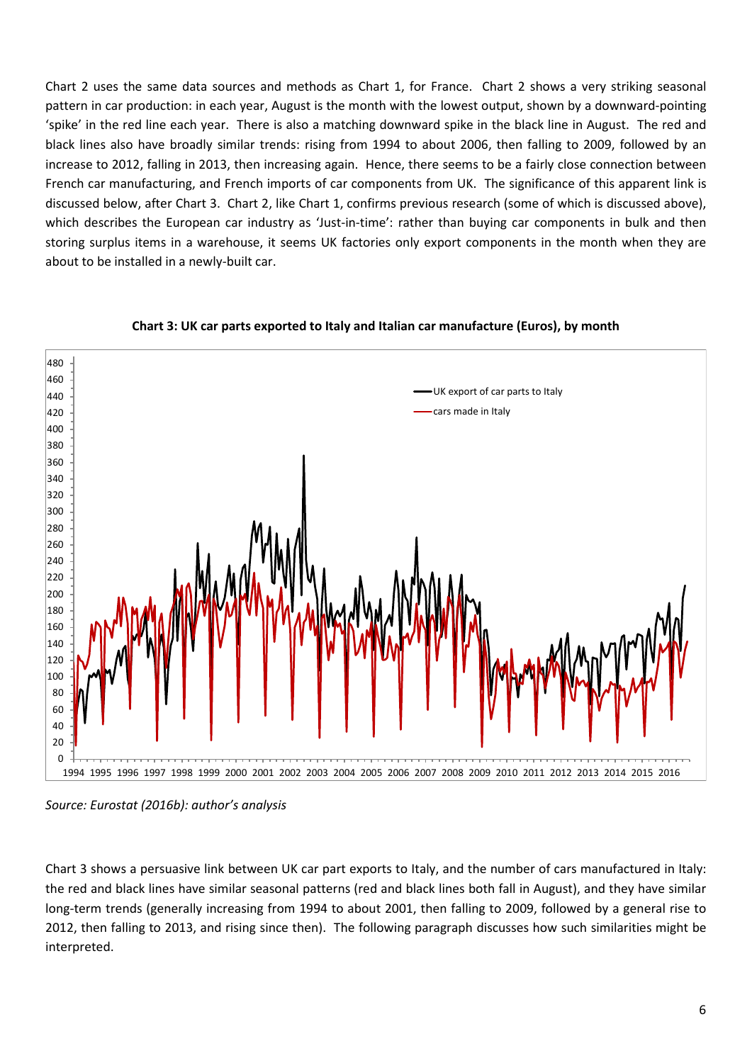Chart 2 uses the same data sources and methods as Chart 1, for France. Chart 2 shows a very striking seasonal pattern in car production: in each year, August is the month with the lowest output, shown by a downward-pointing 'spike' in the red line each year. There is also a matching downward spike in the black line in August. The red and black lines also have broadly similar trends: rising from 1994 to about 2006, then falling to 2009, followed by an increase to 2012, falling in 2013, then increasing again. Hence, there seems to be a fairly close connection between French car manufacturing, and French imports of car components from UK. The significance of this apparent link is discussed below, after Chart 3. Chart 2, like Chart 1, confirms previous research (some of which is discussed above), which describes the European car industry as 'Just-in-time': rather than buying car components in bulk and then storing surplus items in a warehouse, it seems UK factories only export components in the month when they are about to be installed in a newly-built car.

**Chart 3: UK car parts exported to Italy and Italian car manufacture (Euros), by month**

*Source: Eurostat (2016b): author's analysis*

Chart 3 shows a persuasive link between UK car part exports to Italy, and the number of cars manufactured in Italy: the red and black lines have similar seasonal patterns (red and black lines both fall in August), and they have similar long-term trends (generally increasing from 1994 to about 2001, then falling to 2009, followed by a general rise to 2012, then falling to 2013, and rising since then). The following paragraph discusses how such similarities might be interpreted.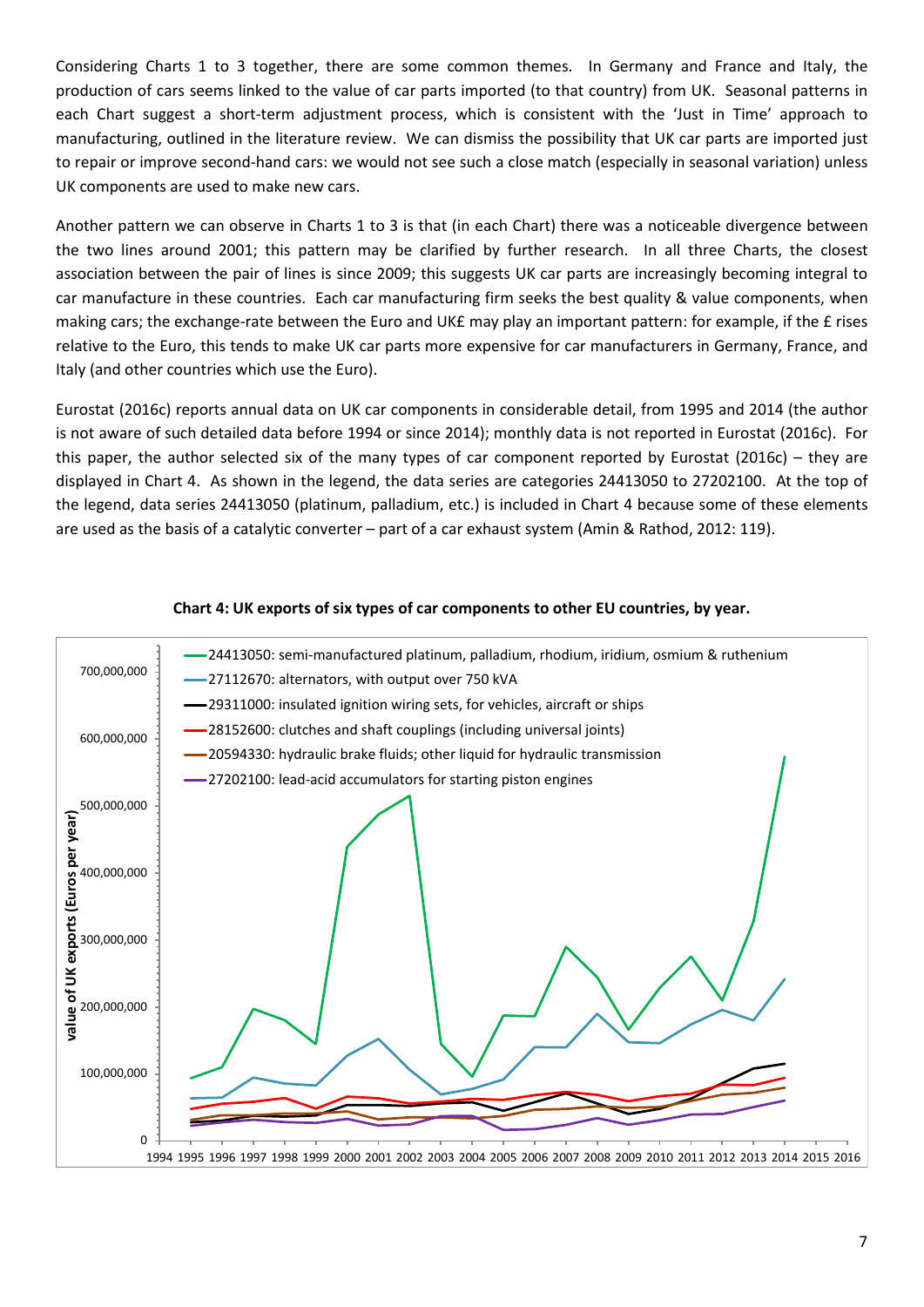Considering Charts 1 to 3 together, there are some common themes. In Germany and France and Italy, the production of cars seems linked to the value of car parts imported (to that country) from UK. Seasonal patterns in each Chart suggest a short-term adjustment process, which is consistent with the 'Just in Time' approach to manufacturing, outlined in the literature review. We can dismiss the possibility that UK car parts are imported just to repair or improve second-hand cars: we would not see such a close match (especially in seasonal variation) unless UK components are used to make new cars.

Another pattern we can observe in Charts 1 to 3 is that (in each Chart) there was a noticeable divergence between the two lines around 2001; this pattern may be clarified by further research. In all three Charts, the closest association between the pair of lines is since 2009; this suggests UK car parts are increasingly becoming integral to car manufacture in these countries. Each car manufacturing firm seeks the best quality & value components, when making cars; the exchange-rate between the Euro and UK£ may play an important pattern: for example, if the £ rises relative to the Euro, this tends to make UK car parts more expensive for car manufacturers in Germany, France, and Italy (and other countries which use the Euro).

Eurostat (2016c) reports annual data on UK car components in considerable detail, from 1995 and 2014 (the author is not aware of such detailed data before 1994 or since 2014); monthly data is not reported in Eurostat (2016c). For this paper, the author selected six of the many types of car component reported by Eurostat (2016c) – they are displayed in Chart 4. As shown in the legend, the data series are categories 24413050 to 27202100. At the top of the legend, data series 24413050 (platinum, palladium, etc.) is included in Chart 4 because some of these elements are used as the basis of a catalytic converter – part of a car exhaust system (Amin & Rathod, 2012: 119).

**Chart 4: UK exports of six types of car components to other EU countries, by year.**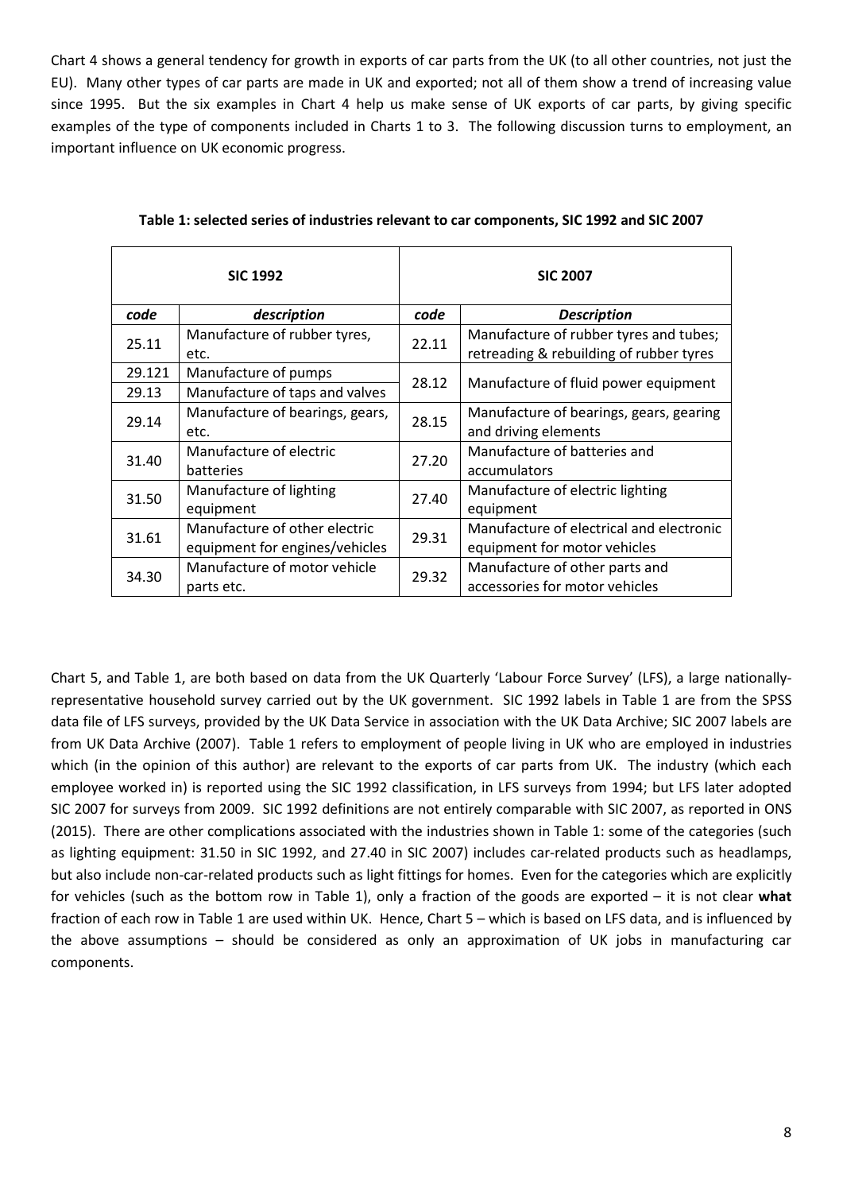Chart 4 shows a general tendency for growth in exports of car parts from the UK (to all other countries, not just the EU). Many other types of car parts are made in UK and exported; not all of them show a trend of increasing value since 1995. But the six examples in Chart 4 help us make sense of UK exports of car parts, by giving specific examples of the type of components included in Charts 1 to 3. The following discussion turns to employment, an important influence on UK economic progress.

**Table 1: selected series of industries relevant to car components, SIC 1992 and SIC 2007**

| SIC 1992 | | SIC 2007 | |
|---|---|---|---|
| ***code*** | ***description*** | ***code*** | ***Description*** |
| 25.11 | Manufacture of rubber tyres, etc. | 22.11 | Manufacture of rubber tyres and tubes; retreading & rebuilding of rubber tyres |
| 29.121 | Manufacture of pumps | 28.12 | Manufacture of fluid power equipment |
| 29.13 | Manufacture of taps and valves | | |
| 29.14 | Manufacture of bearings, gears, etc. | 28.15 | Manufacture of bearings, gears, gearing and driving elements |
| 31.40 | Manufacture of electric batteries | 27.20 | Manufacture of batteries and accumulators |
| 31.50 | Manufacture of lighting equipment | 27.40 | Manufacture of electric lighting equipment |
| 31.61 | Manufacture of other electric equipment for engines/vehicles | 29.31 | Manufacture of electrical and electronic equipment for motor vehicles |
| 34.30 | Manufacture of motor vehicle parts etc. | 29.32 | Manufacture of other parts and accessories for motor vehicles |

Chart 5, and Table 1, are both based on data from the UK Quarterly 'Labour Force Survey' (LFS), a large nationally-representative household survey carried out by the UK government. SIC 1992 labels in Table 1 are from the SPSS data file of LFS surveys, provided by the UK Data Service in association with the UK Data Archive; SIC 2007 labels are from UK Data Archive (2007). Table 1 refers to employment of people living in UK who are employed in industries which (in the opinion of this author) are relevant to the exports of car parts from UK. The industry (which each employee worked in) is reported using the SIC 1992 classification, in LFS surveys from 1994; but LFS later adopted SIC 2007 for surveys from 2009. SIC 1992 definitions are not entirely comparable with SIC 2007, as reported in ONS (2015). There are other complications associated with the industries shown in Table 1: some of the categories (such as lighting equipment: 31.50 in SIC 1992, and 27.40 in SIC 2007) includes car-related products such as headlamps, but also include non-car-related products such as light fittings for homes. Even for the categories which are explicitly for vehicles (such as the bottom row in Table 1), only a fraction of the goods are exported – it is not clear **what** fraction of each row in Table 1 are used within UK. Hence, Chart 5 – which is based on LFS data, and is influenced by the above assumptions – should be considered as only an approximation of UK jobs in manufacturing car components.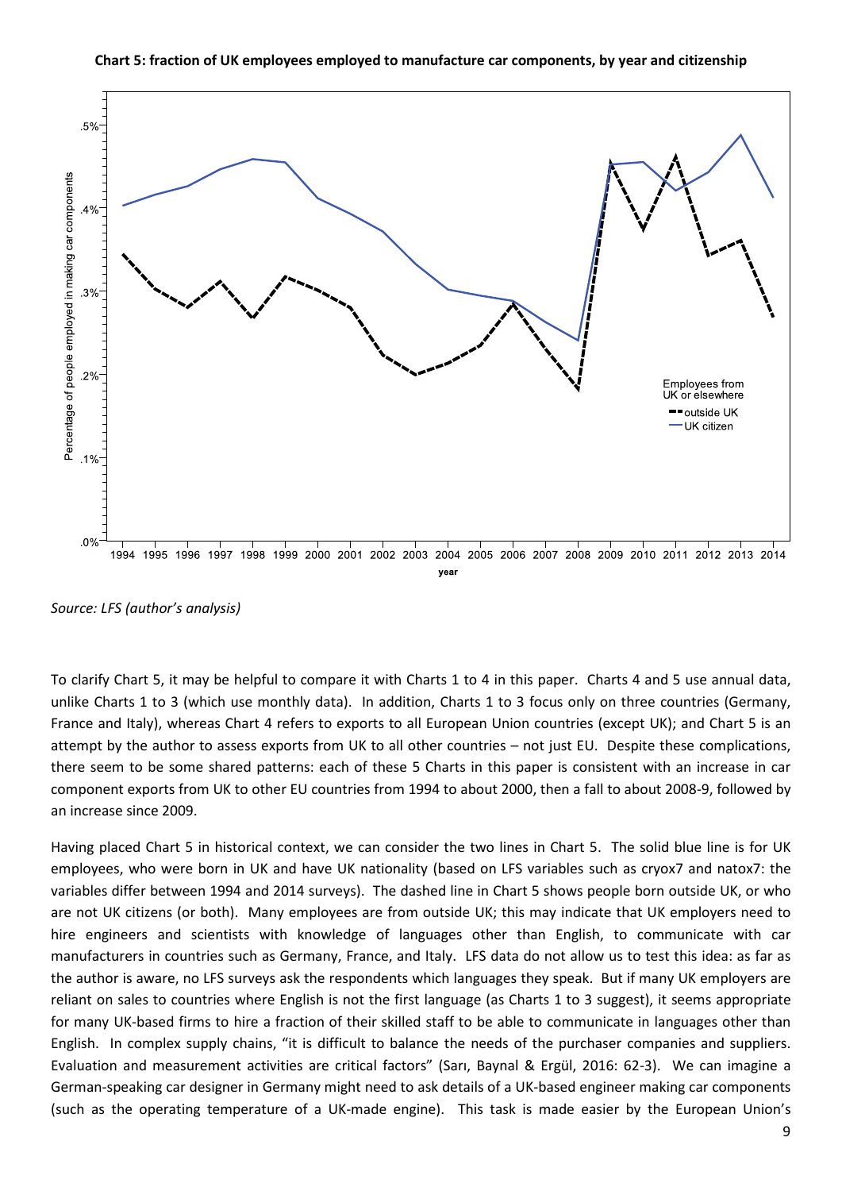**Chart 5: fraction of UK employees employed to manufacture car components, by year and citizenship**

*Source: LFS (author's analysis)*

To clarify Chart 5, it may be helpful to compare it with Charts 1 to 4 in this paper. Charts 4 and 5 use annual data, unlike Charts 1 to 3 (which use monthly data). In addition, Charts 1 to 3 focus only on three countries (Germany, France and Italy), whereas Chart 4 refers to exports to all European Union countries (except UK); and Chart 5 is an attempt by the author to assess exports from UK to all other countries – not just EU. Despite these complications, there seem to be some shared patterns: each of these 5 Charts in this paper is consistent with an increase in car component exports from UK to other EU countries from 1994 to about 2000, then a fall to about 2008-9, followed by an increase since 2009.

Having placed Chart 5 in historical context, we can consider the two lines in Chart 5. The solid blue line is for UK employees, who were born in UK and have UK nationality (based on LFS variables such as cryox7 and natox7: the variables differ between 1994 and 2014 surveys). The dashed line in Chart 5 shows people born outside UK, or who are not UK citizens (or both). Many employees are from outside UK; this may indicate that UK employers need to hire engineers and scientists with knowledge of languages other than English, to communicate with car manufacturers in countries such as Germany, France, and Italy. LFS data do not allow us to test this idea: as far as the author is aware, no LFS surveys ask the respondents which languages they speak. But if many UK employers are reliant on sales to countries where English is not the first language (as Charts 1 to 3 suggest), it seems appropriate for many UK-based firms to hire a fraction of their skilled staff to be able to communicate in languages other than English. In complex supply chains, "it is difficult to balance the needs of the purchaser companies and suppliers. Evaluation and measurement activities are critical factors" (Sarı, Baynal & Ergül, 2016: 62-3). We can imagine a German-speaking car designer in Germany might need to ask details of a UK-based engineer making car components (such as the operating temperature of a UK-made engine). This task is made easier by the European Union's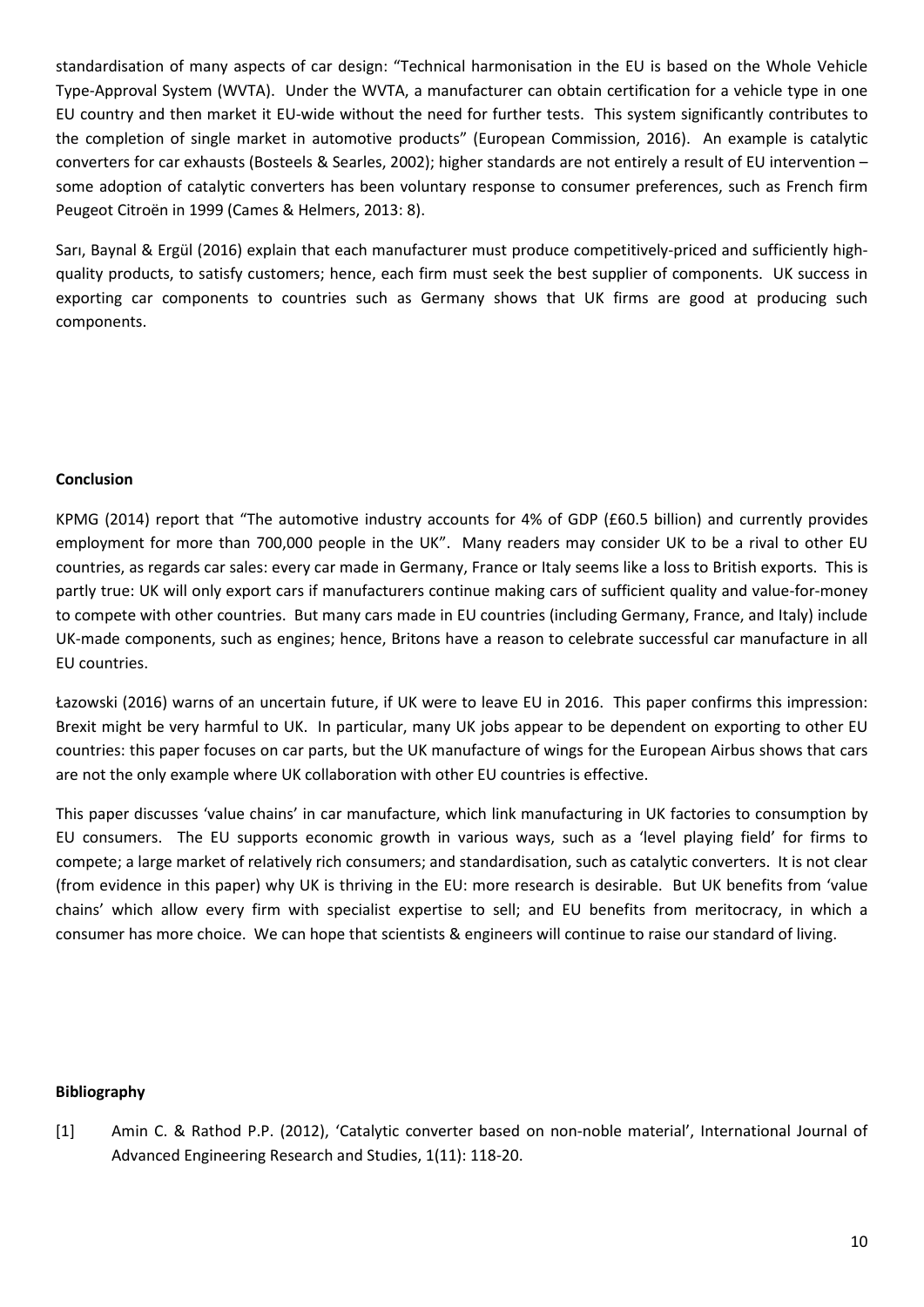standardisation of many aspects of car design: "Technical harmonisation in the EU is based on the Whole Vehicle Type-Approval System (WVTA). Under the WVTA, a manufacturer can obtain certification for a vehicle type in one EU country and then market it EU-wide without the need for further tests. This system significantly contributes to the completion of single market in automotive products" (European Commission, 2016). An example is catalytic converters for car exhausts (Bosteels & Searles, 2002); higher standards are not entirely a result of EU intervention – some adoption of catalytic converters has been voluntary response to consumer preferences, such as French firm Peugeot Citroën in 1999 (Cames & Helmers, 2013: 8).

Sarı, Baynal & Ergül (2016) explain that each manufacturer must produce competitively-priced and sufficiently high-quality products, to satisfy customers; hence, each firm must seek the best supplier of components. UK success in exporting car components to countries such as Germany shows that UK firms are good at producing such components.

**Conclusion**

KPMG (2014) report that "The automotive industry accounts for 4% of GDP (£60.5 billion) and currently provides employment for more than 700,000 people in the UK". Many readers may consider UK to be a rival to other EU countries, as regards car sales: every car made in Germany, France or Italy seems like a loss to British exports. This is partly true: UK will only export cars if manufacturers continue making cars of sufficient quality and value-for-money to compete with other countries. But many cars made in EU countries (including Germany, France, and Italy) include UK-made components, such as engines; hence, Britons have a reason to celebrate successful car manufacture in all EU countries.

Łazowski (2016) warns of an uncertain future, if UK were to leave EU in 2016. This paper confirms this impression: Brexit might be very harmful to UK. In particular, many UK jobs appear to be dependent on exporting to other EU countries: this paper focuses on car parts, but the UK manufacture of wings for the European Airbus shows that cars are not the only example where UK collaboration with other EU countries is effective.

This paper discusses 'value chains' in car manufacture, which link manufacturing in UK factories to consumption by EU consumers. The EU supports economic growth in various ways, such as a 'level playing field' for firms to compete; a large market of relatively rich consumers; and standardisation, such as catalytic converters. It is not clear (from evidence in this paper) why UK is thriving in the EU: more research is desirable. But UK benefits from 'value chains' which allow every firm with specialist expertise to sell; and EU benefits from meritocracy, in which a consumer has more choice. We can hope that scientists & engineers will continue to raise our standard of living.

**Bibliography**

[1] Amin C. & Rathod P.P. (2012), 'Catalytic converter based on non-noble material', International Journal of Advanced Engineering Research and Studies, 1(11): 118-20.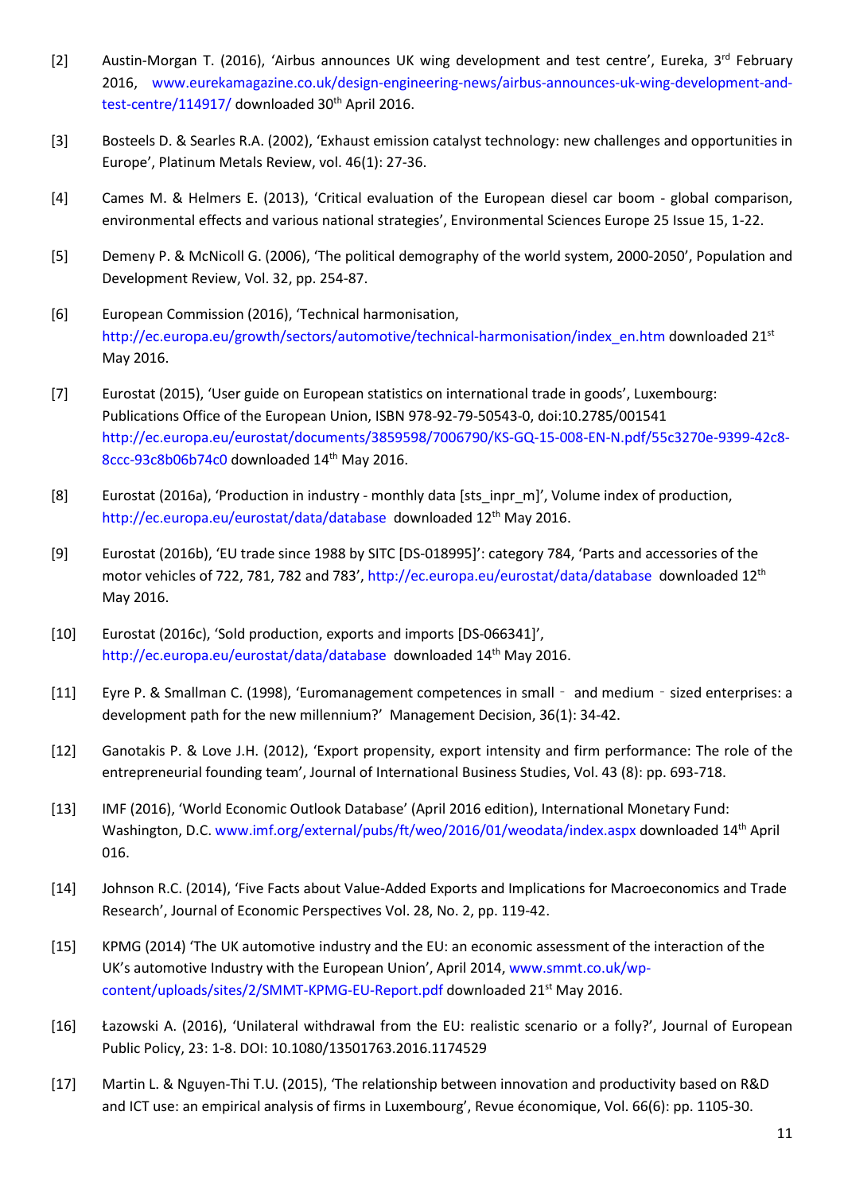[2] Austin-Morgan T. (2016), 'Airbus announces UK wing development and test centre', Eureka, 3rd February 2016, www.eurekamagazine.co.uk/design-engineering-news/airbus-announces-uk-wing-development-and-test-centre/114917/ downloaded 30th April 2016.

[3] Bosteels D. & Searles R.A. (2002), 'Exhaust emission catalyst technology: new challenges and opportunities in Europe', Platinum Metals Review, vol. 46(1): 27-36.

[4] Cames M. & Helmers E. (2013), 'Critical evaluation of the European diesel car boom - global comparison, environmental effects and various national strategies', Environmental Sciences Europe 25 Issue 15, 1-22.

[5] Demeny P. & McNicoll G. (2006), 'The political demography of the world system, 2000-2050', Population and Development Review, Vol. 32, pp. 254-87.

[6] European Commission (2016), 'Technical harmonisation, http://ec.europa.eu/growth/sectors/automotive/technical-harmonisation/index_en.htm downloaded 21st May 2016.

[7] Eurostat (2015), 'User guide on European statistics on international trade in goods', Luxembourg: Publications Office of the European Union, ISBN 978-92-79-50543-0, doi:10.2785/001541 http://ec.europa.eu/eurostat/documents/3859598/7006790/KS-GQ-15-008-EN-N.pdf/55c3270e-9399-42c8-8ccc-93c8b06b74c0 downloaded 14th May 2016.

[8] Eurostat (2016a), 'Production in industry - monthly data [sts_inpr_m]', Volume index of production, http://ec.europa.eu/eurostat/data/database downloaded 12th May 2016.

[9] Eurostat (2016b), 'EU trade since 1988 by SITC [DS-018995]': category 784, 'Parts and accessories of the motor vehicles of 722, 781, 782 and 783', http://ec.europa.eu/eurostat/data/database downloaded 12th May 2016.

[10] Eurostat (2016c), 'Sold production, exports and imports [DS-066341]', http://ec.europa.eu/eurostat/data/database downloaded 14th May 2016.

[11] Eyre P. & Smallman C. (1998), 'Euromanagement competences in small ‐ and medium ‐ sized enterprises: a development path for the new millennium?' Management Decision, 36(1): 34-42.

[12] Ganotakis P. & Love J.H. (2012), 'Export propensity, export intensity and firm performance: The role of the entrepreneurial founding team', Journal of International Business Studies, Vol. 43 (8): pp. 693-718.

[13] IMF (2016), 'World Economic Outlook Database' (April 2016 edition), International Monetary Fund: Washington, D.C. www.imf.org/external/pubs/ft/weo/2016/01/weodata/index.aspx downloaded 14th April 016.

[14] Johnson R.C. (2014), 'Five Facts about Value-Added Exports and Implications for Macroeconomics and Trade Research', Journal of Economic Perspectives Vol. 28, No. 2, pp. 119-42.

[15] KPMG (2014) 'The UK automotive industry and the EU: an economic assessment of the interaction of the UK's automotive Industry with the European Union', April 2014, www.smmt.co.uk/wp-content/uploads/sites/2/SMMT-KPMG-EU-Report.pdf downloaded 21st May 2016.

[16] Łazowski A. (2016), 'Unilateral withdrawal from the EU: realistic scenario or a folly?', Journal of European Public Policy, 23: 1-8. DOI: 10.1080/13501763.2016.1174529

[17] Martin L. & Nguyen-Thi T.U. (2015), 'The relationship between innovation and productivity based on R&D and ICT use: an empirical analysis of firms in Luxembourg', Revue économique, Vol. 66(6): pp. 1105-30.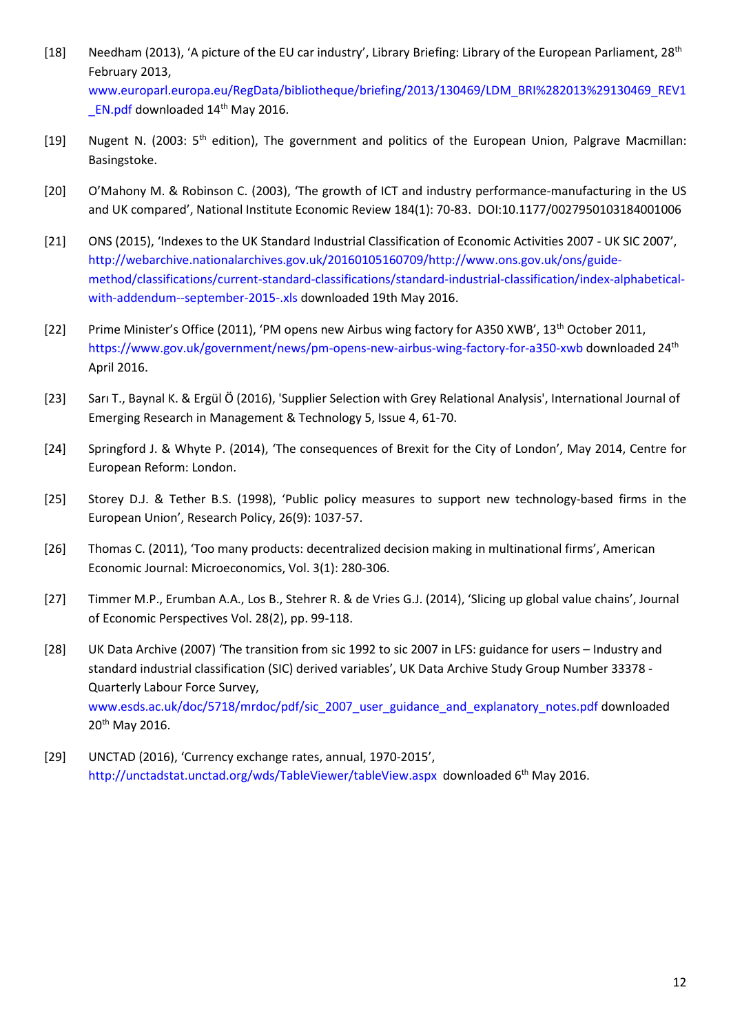[18] Needham (2013), 'A picture of the EU car industry', Library Briefing: Library of the European Parliament, 28th February 2013, www.europarl.europa.eu/RegData/bibliotheque/briefing/2013/130469/LDM_BRI%282013%29130469_REV1_EN.pdf downloaded 14th May 2016.

[19] Nugent N. (2003: 5th edition), The government and politics of the European Union, Palgrave Macmillan: Basingstoke.

[20] O'Mahony M. & Robinson C. (2003), 'The growth of ICT and industry performance-manufacturing in the US and UK compared', National Institute Economic Review 184(1): 70-83. DOI:10.1177/0027950103184001006

[21] ONS (2015), 'Indexes to the UK Standard Industrial Classification of Economic Activities 2007 - UK SIC 2007', http://webarchive.nationalarchives.gov.uk/20160105160709/http://www.ons.gov.uk/ons/guide-method/classifications/current-standard-classifications/standard-industrial-classification/index-alphabetical-with-addendum--september-2015-.xls downloaded 19th May 2016.

[22] Prime Minister's Office (2011), 'PM opens new Airbus wing factory for A350 XWB', 13th October 2011, https://www.gov.uk/government/news/pm-opens-new-airbus-wing-factory-for-a350-xwb downloaded 24th April 2016.

[23] Sarı T., Baynal K. & Ergül Ö (2016), 'Supplier Selection with Grey Relational Analysis', International Journal of Emerging Research in Management & Technology 5, Issue 4, 61-70.

[24] Springford J. & Whyte P. (2014), 'The consequences of Brexit for the City of London', May 2014, Centre for European Reform: London.

[25] Storey D.J. & Tether B.S. (1998), 'Public policy measures to support new technology-based firms in the European Union', Research Policy, 26(9): 1037-57.

[26] Thomas C. (2011), 'Too many products: decentralized decision making in multinational firms', American Economic Journal: Microeconomics, Vol. 3(1): 280-306.

[27] Timmer M.P., Erumban A.A., Los B., Stehrer R. & de Vries G.J. (2014), 'Slicing up global value chains', Journal of Economic Perspectives Vol. 28(2), pp. 99-118.

[28] UK Data Archive (2007) 'The transition from sic 1992 to sic 2007 in LFS: guidance for users – Industry and standard industrial classification (SIC) derived variables', UK Data Archive Study Group Number 33378 - Quarterly Labour Force Survey, www.esds.ac.uk/doc/5718/mrdoc/pdf/sic_2007_user_guidance_and_explanatory_notes.pdf downloaded 20th May 2016.

[29] UNCTAD (2016), 'Currency exchange rates, annual, 1970-2015', http://unctadstat.unctad.org/wds/TableViewer/tableView.aspx downloaded 6th May 2016.